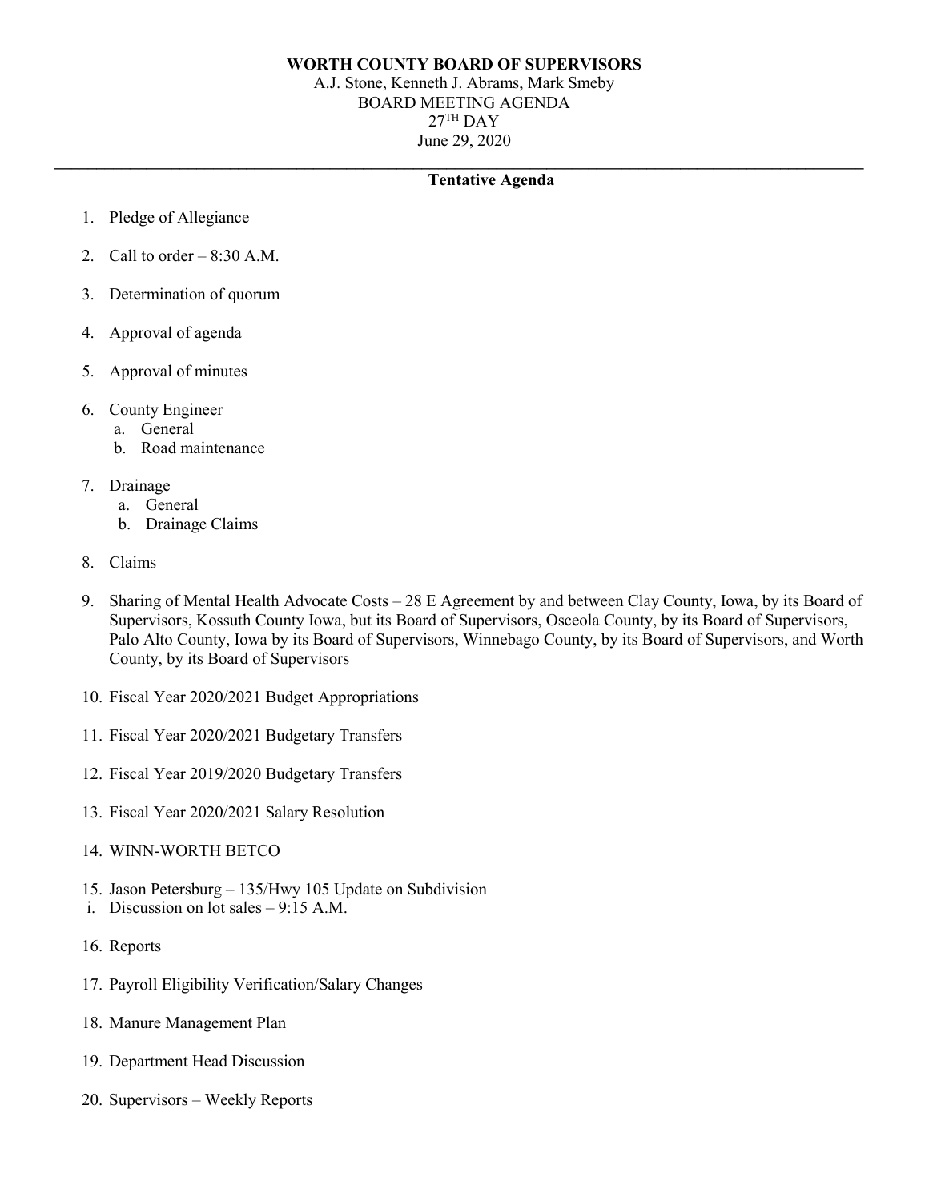**WORTH COUNTY BOARD OF SUPERVISORS**
A.J. Stone, Kenneth J. Abrams, Mark Smeby
BOARD MEETING AGENDA
27TH DAY
June 29, 2020

---

**Tentative Agenda**

1. Pledge of Allegiance
2. Call to order – 8:30 A.M.
3. Determination of quorum
4. Approval of agenda
5. Approval of minutes
6. County Engineer
   a. General
   b. Road maintenance
7. Drainage
   a. General
   b. Drainage Claims
8. Claims
9. Sharing of Mental Health Advocate Costs – 28 E Agreement by and between Clay County, Iowa, by its Board of Supervisors, Kossuth County Iowa, but its Board of Supervisors, Osceola County, by its Board of Supervisors, Palo Alto County, Iowa by its Board of Supervisors, Winnebago County, by its Board of Supervisors, and Worth County, by its Board of Supervisors
10. Fiscal Year 2020/2021 Budget Appropriations
11. Fiscal Year 2020/2021 Budgetary Transfers
12. Fiscal Year 2019/2020 Budgetary Transfers
13. Fiscal Year 2020/2021 Salary Resolution
14. WINN-WORTH BETCO
15. Jason Petersburg – 135/Hwy 105 Update on Subdivision
    i. Discussion on lot sales – 9:15 A.M.
16. Reports
17. Payroll Eligibility Verification/Salary Changes
18. Manure Management Plan
19. Department Head Discussion
20. Supervisors – Weekly Reports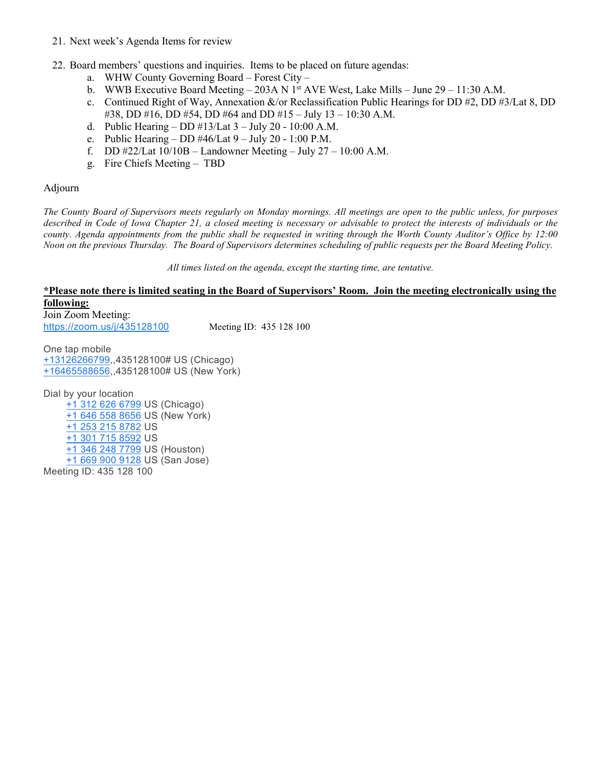21. Next week's Agenda Items for review

22. Board members' questions and inquiries. Items to be placed on future agendas:
    a. WHW County Governing Board – Forest City –
    b. WWB Executive Board Meeting – 203A N 1st AVE West, Lake Mills – June 29 – 11:30 A.M.
    c. Continued Right of Way, Annexation &/or Reclassification Public Hearings for DD #2, DD #3/Lat 8, DD #38, DD #16, DD #54, DD #64 and DD #15 – July 13 – 10:30 A.M.
    d. Public Hearing – DD #13/Lat 3 – July 20 - 10:00 A.M.
    e. Public Hearing – DD #46/Lat 9 – July 20 - 1:00 P.M.
    f. DD #22/Lat 10/10B – Landowner Meeting – July 27 – 10:00 A.M.
    g. Fire Chiefs Meeting – TBD

Adjourn

*The County Board of Supervisors meets regularly on Monday mornings. All meetings are open to the public unless, for purposes described in Code of Iowa Chapter 21, a closed meeting is necessary or advisable to protect the interests of individuals or the county. Agenda appointments from the public shall be requested in writing through the Worth County Auditor's Office by 12:00 Noon on the previous Thursday. The Board of Supervisors determines scheduling of public requests per the Board Meeting Policy.*

*All times listed on the agenda, except the starting time, are tentative.*

**\*Please note there is limited seating in the Board of Supervisors' Room. Join the meeting electronically using the following:**

Join Zoom Meeting:
https://zoom.us/j/435128100 Meeting ID: 435 128 100

One tap mobile
+13126266799,,435128100# US (Chicago)
+16465588656,,435128100# US (New York)

Dial by your location
- +1 312 626 6799 US (Chicago)
- +1 646 558 8656 US (New York)
- +1 253 215 8782 US
- +1 301 715 8592 US
- +1 346 248 7799 US (Houston)
- +1 669 900 9128 US (San Jose)

Meeting ID: 435 128 100